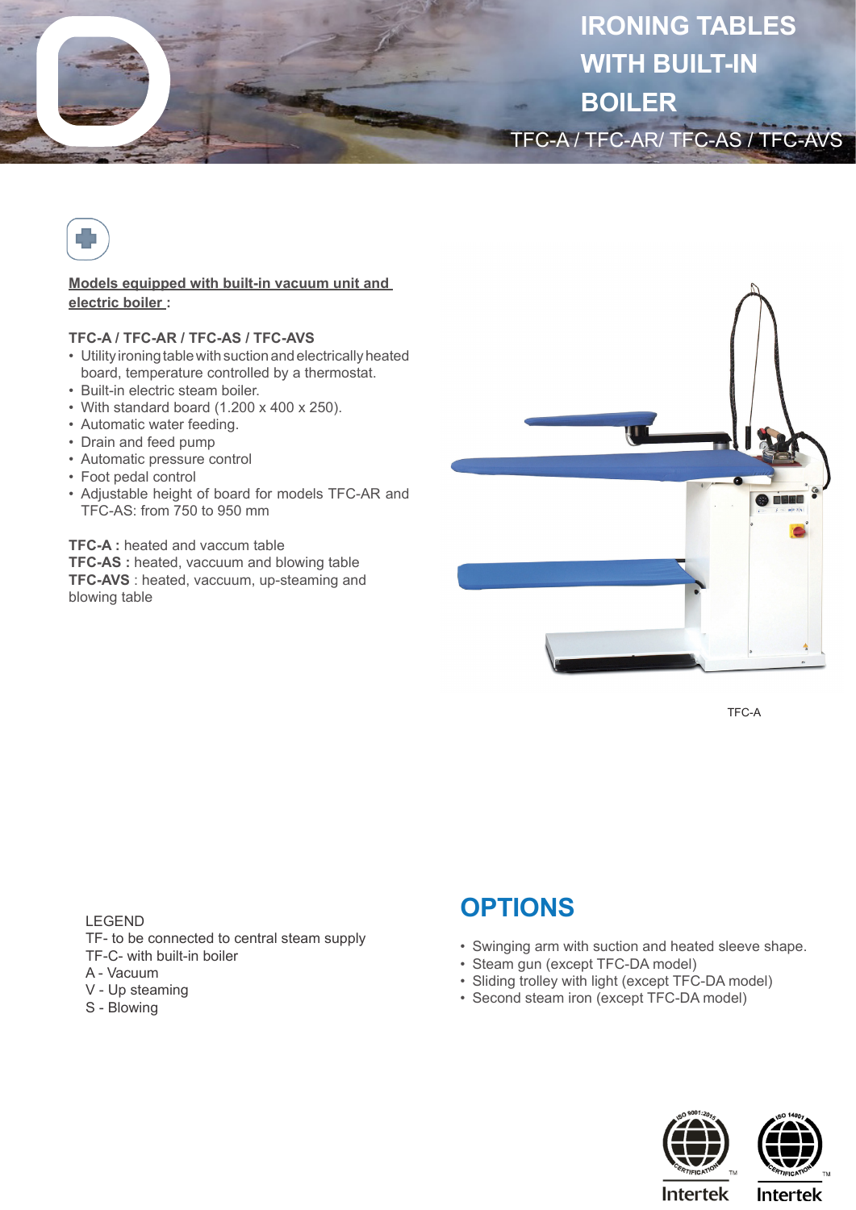# IRONING TABLES WITH BUILT-IN BOILER

TFC-A / TFC-AR/ TFC-AS / TFC-AVS

**Models equipped with built-in vacuum unit and electric boiler :**

**TFC-A / TFC-AR / TFC-AS / TFC-AVS**

- Utility ironing table with suction and electrically heated board, temperature controlled by a thermostat.
- Built-in electric steam boiler.
- With standard board (1.200 x 400 x 250).
- Automatic water feeding.
- Drain and feed pump
- Automatic pressure control
- Foot pedal control
- Adjustable height of board for models TFC-AR and TFC-AS: from 750 to 950 mm

**TFC-A :** heated and vaccum table
**TFC-AS :** heated, vaccuum and blowing table
**TFC-AVS** : heated, vaccuum, up-steaming and blowing table

TFC-A

LEGEND
TF- to be connected to central steam supply
TF-C- with built-in boiler
A - Vacuum
V - Up steaming
S - Blowing

## OPTIONS

- Swinging arm with suction and heated sleeve shape.
- Steam gun (except TFC-DA model)
- Sliding trolley with light (except TFC-DA model)
- Second steam iron (except TFC-DA model)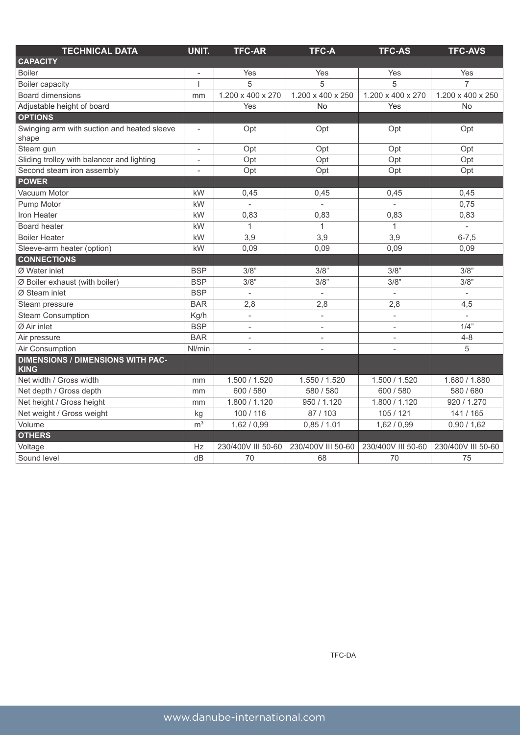| TECHNICAL DATA | UNIT. | TFC-AR | TFC-A | TFC-AS | TFC-AVS |
|---|---|---|---|---|---|
| **CAPACITY** | | | | | |
| Boiler | - | Yes | Yes | Yes | Yes |
| Boiler capacity | l | 5 | 5 | 5 | 7 |
| Board dimensions | mm | 1.200 x 400 x 270 | 1.200 x 400 x 250 | 1.200 x 400 x 270 | 1.200 x 400 x 250 |
| Adjustable height of board | | Yes | No | Yes | No |
| **OPTIONS** | | | | | |
| Swinging arm with suction and heated sleeve shape | - | Opt | Opt | Opt | Opt |
| Steam gun | - | Opt | Opt | Opt | Opt |
| Sliding trolley with balancer and lighting | - | Opt | Opt | Opt | Opt |
| Second steam iron assembly | - | Opt | Opt | Opt | Opt |
| **POWER** | | | | | |
| Vacuum Motor | kW | 0,45 | 0,45 | 0,45 | 0,45 |
| Pump Motor | kW | - | - | - | 0,75 |
| Iron Heater | kW | 0,83 | 0,83 | 0,83 | 0,83 |
| Board heater | kW | 1 | 1 | 1 | - |
| Boiler Heater | kW | 3,9 | 3,9 | 3,9 | 6-7,5 |
| Sleeve-arm heater (option) | kW | 0,09 | 0,09 | 0,09 | 0,09 |
| **CONNECTIONS** | | | | | |
| Ø Water inlet | BSP | 3/8" | 3/8" | 3/8" | 3/8" |
| Ø Boiler exhaust (with boiler) | BSP | 3/8" | 3/8" | 3/8" | 3/8" |
| Ø Steam inlet | BSP | - | - | - | - |
| Steam pressure | BAR | 2,8 | 2,8 | 2,8 | 4,5 |
| Steam Consumption | Kg/h | - | - | - | - |
| Ø Air inlet | BSP | - | - | - | 1/4" |
| Air pressure | BAR | - | - | - | 4-8 |
| Air Consumption | Nl/min | - | - | - | 5 |
| **DIMENSIONS / DIMENSIONS WITH PACKING** | | | | | |
| Net width / Gross width | mm | 1.500 / 1.520 | 1.550 / 1.520 | 1.500 / 1.520 | 1.680 / 1.880 |
| Net depth / Gross depth | mm | 600 / 580 | 580 / 580 | 600 / 580 | 580 / 680 |
| Net height / Gross height | mm | 1.800 / 1.120 | 950 / 1.120 | 1.800 / 1.120 | 920 / 1.270 |
| Net weight / Gross weight | kg | 100 / 116 | 87 / 103 | 105 / 121 | 141 / 165 |
| Volume | $m^3$ | 1,62 / 0,99 | 0,85 / 1,01 | 1,62 / 0,99 | 0,90 / 1,62 |
| **OTHERS** | | | | | |
| Voltage | Hz | 230/400V III 50-60 | 230/400V III 50-60 | 230/400V III 50-60 | 230/400V III 50-60 |
| Sound level | dB | 70 | 68 | 70 | 75 |

TFC-DA

www.danube-international.com